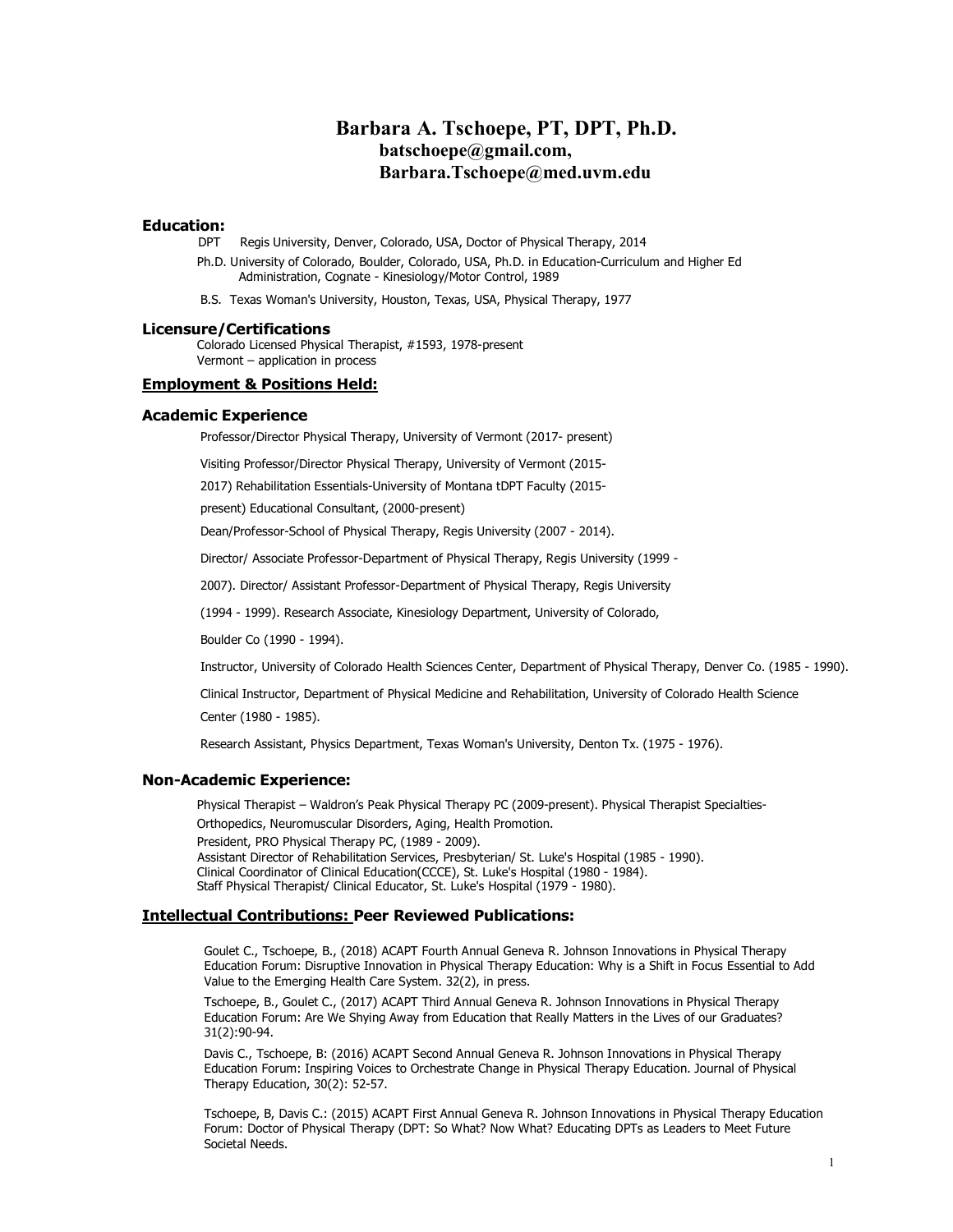# Barbara A. Tschoepe, PT, DPT, Ph.D.

**batschoepe@gmail.com,**
**Barbara.Tschoepe@med.uvm.edu**

## Education:

DPT Regis University, Denver, Colorado, USA, Doctor of Physical Therapy, 2014

Ph.D. University of Colorado, Boulder, Colorado, USA, Ph.D. in Education-Curriculum and Higher Ed Administration, Cognate - Kinesiology/Motor Control, 1989

B.S. Texas Woman's University, Houston, Texas, USA, Physical Therapy, 1977

## Licensure/Certifications

Colorado Licensed Physical Therapist, #1593, 1978-present
Vermont – application in process

## Employment & Positions Held:

### Academic Experience

Professor/Director Physical Therapy, University of Vermont (2017- present)

Visiting Professor/Director Physical Therapy, University of Vermont (2015-2017) Rehabilitation Essentials-University of Montana tDPT Faculty (2015-present) Educational Consultant, (2000-present)

Dean/Professor-School of Physical Therapy, Regis University (2007 - 2014).

Director/ Associate Professor-Department of Physical Therapy, Regis University (1999 - 2007). Director/ Assistant Professor-Department of Physical Therapy, Regis University (1994 - 1999). Research Associate, Kinesiology Department, University of Colorado, Boulder Co (1990 - 1994).

Instructor, University of Colorado Health Sciences Center, Department of Physical Therapy, Denver Co. (1985 - 1990).

Clinical Instructor, Department of Physical Medicine and Rehabilitation, University of Colorado Health Science Center (1980 - 1985).

Research Assistant, Physics Department, Texas Woman's University, Denton Tx. (1975 - 1976).

### Non-Academic Experience:

Physical Therapist – Waldron's Peak Physical Therapy PC (2009-present). Physical Therapist Specialties-Orthopedics, Neuromuscular Disorders, Aging, Health Promotion.
President, PRO Physical Therapy PC, (1989 - 2009).
Assistant Director of Rehabilitation Services, Presbyterian/ St. Luke's Hospital (1985 - 1990).
Clinical Coordinator of Clinical Education(CCCE), St. Luke's Hospital (1980 - 1984).
Staff Physical Therapist/ Clinical Educator, St. Luke's Hospital (1979 - 1980).

## Intellectual Contributions: Peer Reviewed Publications:

Goulet C., Tschoepe, B., (2018) ACAPT Fourth Annual Geneva R. Johnson Innovations in Physical Therapy Education Forum: Disruptive Innovation in Physical Therapy Education: Why is a Shift in Focus Essential to Add Value to the Emerging Health Care System. 32(2), in press.

Tschoepe, B., Goulet C., (2017) ACAPT Third Annual Geneva R. Johnson Innovations in Physical Therapy Education Forum: Are We Shying Away from Education that Really Matters in the Lives of our Graduates? 31(2):90-94.

Davis C., Tschoepe, B: (2016) ACAPT Second Annual Geneva R. Johnson Innovations in Physical Therapy Education Forum: Inspiring Voices to Orchestrate Change in Physical Therapy Education. Journal of Physical Therapy Education, 30(2): 52-57.

Tschoepe, B, Davis C.: (2015) ACAPT First Annual Geneva R. Johnson Innovations in Physical Therapy Education Forum: Doctor of Physical Therapy (DPT: So What? Now What? Educating DPTs as Leaders to Meet Future Societal Needs.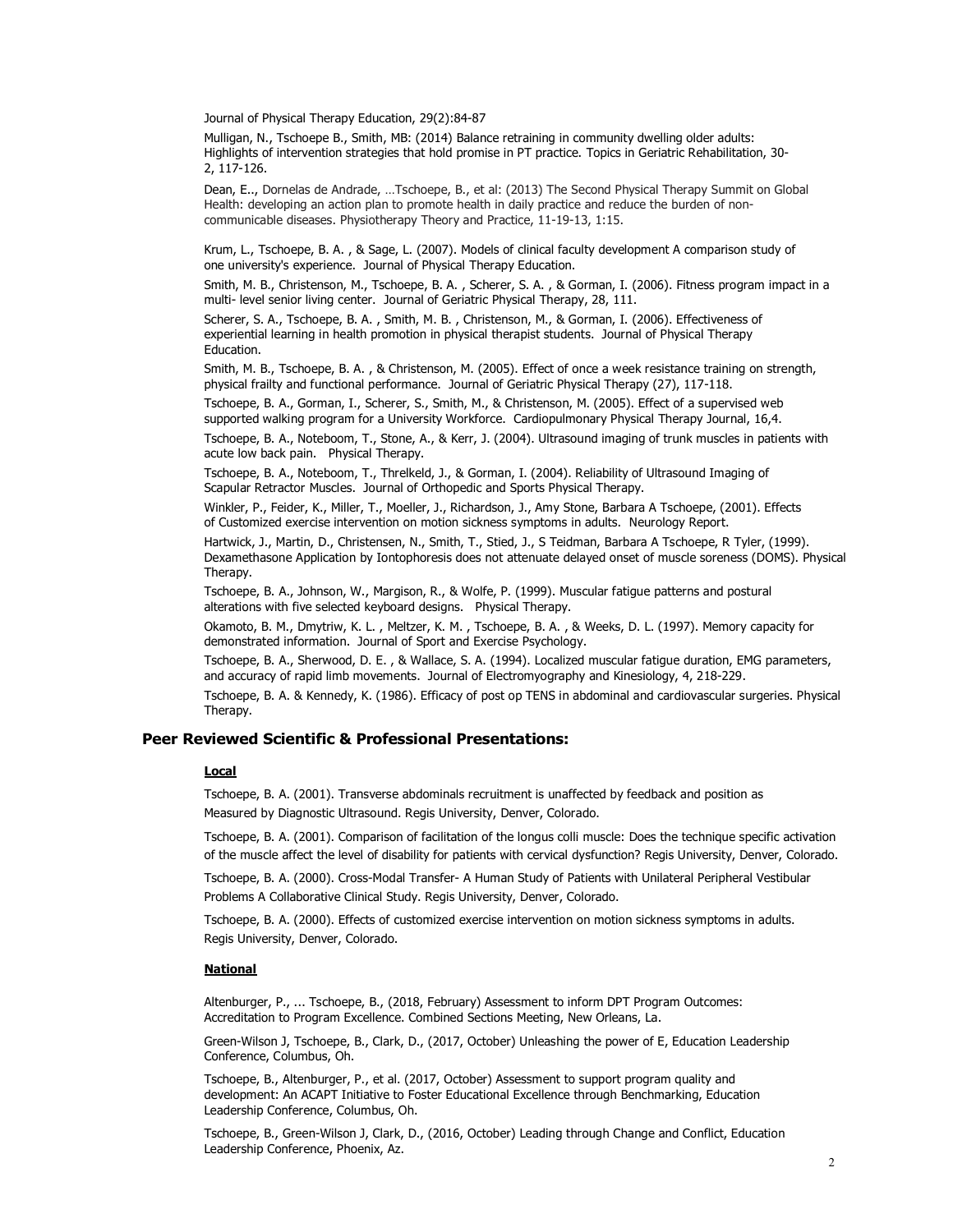Journal of Physical Therapy Education, 29(2):84-87

Mulligan, N., Tschoepe B., Smith, MB: (2014) Balance retraining in community dwelling older adults: Highlights of intervention strategies that hold promise in PT practice. Topics in Geriatric Rehabilitation, 30-2, 117-126.

Dean, E.., Dornelas de Andrade, …Tschoepe, B., et al: (2013) The Second Physical Therapy Summit on Global Health: developing an action plan to promote health in daily practice and reduce the burden of non-communicable diseases. Physiotherapy Theory and Practice, 11-19-13, 1:15.

Krum, L., Tschoepe, B. A. , & Sage, L. (2007). Models of clinical faculty development A comparison study of one university's experience. Journal of Physical Therapy Education.

Smith, M. B., Christenson, M., Tschoepe, B. A. , Scherer, S. A. , & Gorman, I. (2006). Fitness program impact in a multi- level senior living center. Journal of Geriatric Physical Therapy, 28, 111.

Scherer, S. A., Tschoepe, B. A. , Smith, M. B. , Christenson, M., & Gorman, I. (2006). Effectiveness of experiential learning in health promotion in physical therapist students. Journal of Physical Therapy Education.

Smith, M. B., Tschoepe, B. A. , & Christenson, M. (2005). Effect of once a week resistance training on strength, physical frailty and functional performance. Journal of Geriatric Physical Therapy (27), 117-118.

Tschoepe, B. A., Gorman, I., Scherer, S., Smith, M., & Christenson, M. (2005). Effect of a supervised web supported walking program for a University Workforce. Cardiopulmonary Physical Therapy Journal, 16,4.

Tschoepe, B. A., Noteboom, T., Stone, A., & Kerr, J. (2004). Ultrasound imaging of trunk muscles in patients with acute low back pain. Physical Therapy.

Tschoepe, B. A., Noteboom, T., Threlkeld, J., & Gorman, I. (2004). Reliability of Ultrasound Imaging of Scapular Retractor Muscles. Journal of Orthopedic and Sports Physical Therapy.

Winkler, P., Feider, K., Miller, T., Moeller, J., Richardson, J., Amy Stone, Barbara A Tschoepe, (2001). Effects of Customized exercise intervention on motion sickness symptoms in adults. Neurology Report.

Hartwick, J., Martin, D., Christensen, N., Smith, T., Stied, J., S Teidman, Barbara A Tschoepe, R Tyler, (1999). Dexamethasone Application by Iontophoresis does not attenuate delayed onset of muscle soreness (DOMS). Physical Therapy.

Tschoepe, B. A., Johnson, W., Margison, R., & Wolfe, P. (1999). Muscular fatigue patterns and postural alterations with five selected keyboard designs. Physical Therapy.

Okamoto, B. M., Dmytriw, K. L. , Meltzer, K. M. , Tschoepe, B. A. , & Weeks, D. L. (1997). Memory capacity for demonstrated information. Journal of Sport and Exercise Psychology.

Tschoepe, B. A., Sherwood, D. E. , & Wallace, S. A. (1994). Localized muscular fatigue duration, EMG parameters, and accuracy of rapid limb movements. Journal of Electromyography and Kinesiology, 4, 218-229.

Tschoepe, B. A. & Kennedy, K. (1986). Efficacy of post op TENS in abdominal and cardiovascular surgeries. Physical Therapy.

## Peer Reviewed Scientific & Professional Presentations:

### Local

Tschoepe, B. A. (2001). Transverse abdominals recruitment is unaffected by feedback and position as Measured by Diagnostic Ultrasound. Regis University, Denver, Colorado.

Tschoepe, B. A. (2001). Comparison of facilitation of the longus colli muscle: Does the technique specific activation of the muscle affect the level of disability for patients with cervical dysfunction? Regis University, Denver, Colorado.

Tschoepe, B. A. (2000). Cross-Modal Transfer- A Human Study of Patients with Unilateral Peripheral Vestibular Problems A Collaborative Clinical Study. Regis University, Denver, Colorado.

Tschoepe, B. A. (2000). Effects of customized exercise intervention on motion sickness symptoms in adults. Regis University, Denver, Colorado.

### National

Altenburger, P., ... Tschoepe, B., (2018, February) Assessment to inform DPT Program Outcomes: Accreditation to Program Excellence. Combined Sections Meeting, New Orleans, La.

Green-Wilson J, Tschoepe, B., Clark, D., (2017, October) Unleashing the power of E, Education Leadership Conference, Columbus, Oh.

Tschoepe, B., Altenburger, P., et al. (2017, October) Assessment to support program quality and development: An ACAPT Initiative to Foster Educational Excellence through Benchmarking, Education Leadership Conference, Columbus, Oh.

Tschoepe, B., Green-Wilson J, Clark, D., (2016, October) Leading through Change and Conflict, Education Leadership Conference, Phoenix, Az.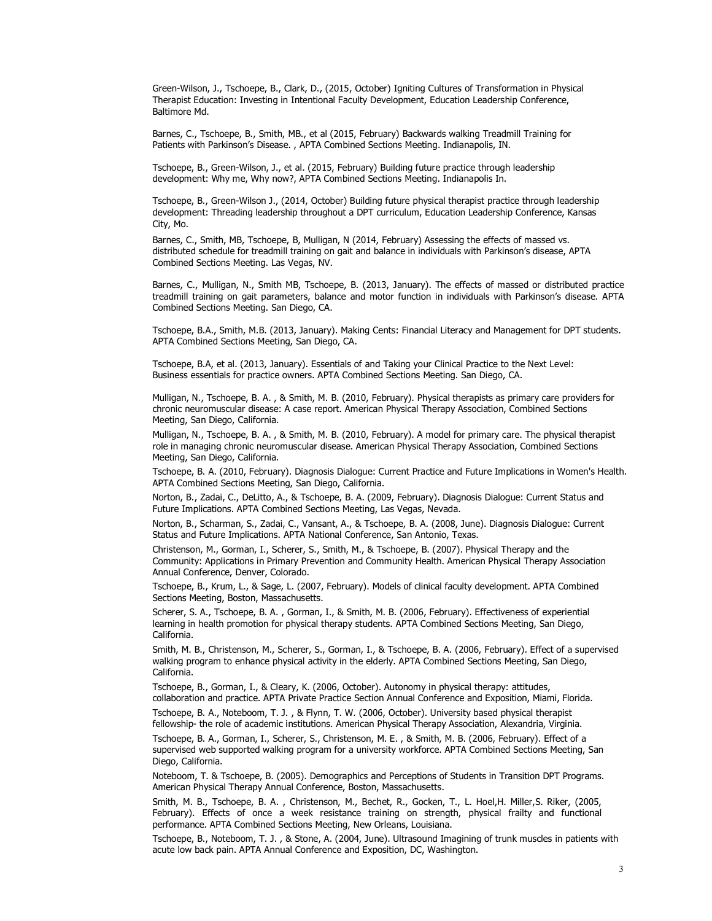Green-Wilson, J., Tschoepe, B., Clark, D., (2015, October) Igniting Cultures of Transformation in Physical Therapist Education: Investing in Intentional Faculty Development, Education Leadership Conference, Baltimore Md.

Barnes, C., Tschoepe, B., Smith, MB., et al (2015, February) Backwards walking Treadmill Training for Patients with Parkinson's Disease. , APTA Combined Sections Meeting. Indianapolis, IN.

Tschoepe, B., Green-Wilson, J., et al. (2015, February) Building future practice through leadership development: Why me, Why now?, APTA Combined Sections Meeting. Indianapolis In.

Tschoepe, B., Green-Wilson J., (2014, October) Building future physical therapist practice through leadership development: Threading leadership throughout a DPT curriculum, Education Leadership Conference, Kansas City, Mo.

Barnes, C., Smith, MB, Tschoepe, B, Mulligan, N (2014, February) Assessing the effects of massed vs. distributed schedule for treadmill training on gait and balance in individuals with Parkinson's disease, APTA Combined Sections Meeting. Las Vegas, NV.

Barnes, C., Mulligan, N., Smith MB, Tschoepe, B. (2013, January). The effects of massed or distributed practice treadmill training on gait parameters, balance and motor function in individuals with Parkinson's disease. APTA Combined Sections Meeting. San Diego, CA.

Tschoepe, B.A., Smith, M.B. (2013, January). Making Cents: Financial Literacy and Management for DPT students. APTA Combined Sections Meeting, San Diego, CA.

Tschoepe, B.A, et al. (2013, January). Essentials of and Taking your Clinical Practice to the Next Level: Business essentials for practice owners. APTA Combined Sections Meeting. San Diego, CA.

Mulligan, N., Tschoepe, B. A. , & Smith, M. B. (2010, February). Physical therapists as primary care providers for chronic neuromuscular disease: A case report. American Physical Therapy Association, Combined Sections Meeting, San Diego, California.

Mulligan, N., Tschoepe, B. A. , & Smith, M. B. (2010, February). A model for primary care. The physical therapist role in managing chronic neuromuscular disease. American Physical Therapy Association, Combined Sections Meeting, San Diego, California.

Tschoepe, B. A. (2010, February). Diagnosis Dialogue: Current Practice and Future Implications in Women's Health. APTA Combined Sections Meeting, San Diego, California.

Norton, B., Zadai, C., DeLitto, A., & Tschoepe, B. A. (2009, February). Diagnosis Dialogue: Current Status and Future Implications. APTA Combined Sections Meeting, Las Vegas, Nevada.

Norton, B., Scharman, S., Zadai, C., Vansant, A., & Tschoepe, B. A. (2008, June). Diagnosis Dialogue: Current Status and Future Implications. APTA National Conference, San Antonio, Texas.

Christenson, M., Gorman, I., Scherer, S., Smith, M., & Tschoepe, B. (2007). Physical Therapy and the Community: Applications in Primary Prevention and Community Health. American Physical Therapy Association Annual Conference, Denver, Colorado.

Tschoepe, B., Krum, L., & Sage, L. (2007, February). Models of clinical faculty development. APTA Combined Sections Meeting, Boston, Massachusetts.

Scherer, S. A., Tschoepe, B. A. , Gorman, I., & Smith, M. B. (2006, February). Effectiveness of experiential learning in health promotion for physical therapy students. APTA Combined Sections Meeting, San Diego, California.

Smith, M. B., Christenson, M., Scherer, S., Gorman, I., & Tschoepe, B. A. (2006, February). Effect of a supervised walking program to enhance physical activity in the elderly. APTA Combined Sections Meeting, San Diego, California.

Tschoepe, B., Gorman, I., & Cleary, K. (2006, October). Autonomy in physical therapy: attitudes, collaboration and practice. APTA Private Practice Section Annual Conference and Exposition, Miami, Florida.

Tschoepe, B. A., Noteboom, T. J. , & Flynn, T. W. (2006, October). University based physical therapist fellowship- the role of academic institutions. American Physical Therapy Association, Alexandria, Virginia.

Tschoepe, B. A., Gorman, I., Scherer, S., Christenson, M. E. , & Smith, M. B. (2006, February). Effect of a supervised web supported walking program for a university workforce. APTA Combined Sections Meeting, San Diego, California.

Noteboom, T. & Tschoepe, B. (2005). Demographics and Perceptions of Students in Transition DPT Programs. American Physical Therapy Annual Conference, Boston, Massachusetts.

Smith, M. B., Tschoepe, B. A. , Christenson, M., Bechet, R., Gocken, T., L. Hoel,H. Miller,S. Riker, (2005, February). Effects of once a week resistance training on strength, physical frailty and functional performance. APTA Combined Sections Meeting, New Orleans, Louisiana.

Tschoepe, B., Noteboom, T. J. , & Stone, A. (2004, June). Ultrasound Imagining of trunk muscles in patients with acute low back pain. APTA Annual Conference and Exposition, DC, Washington.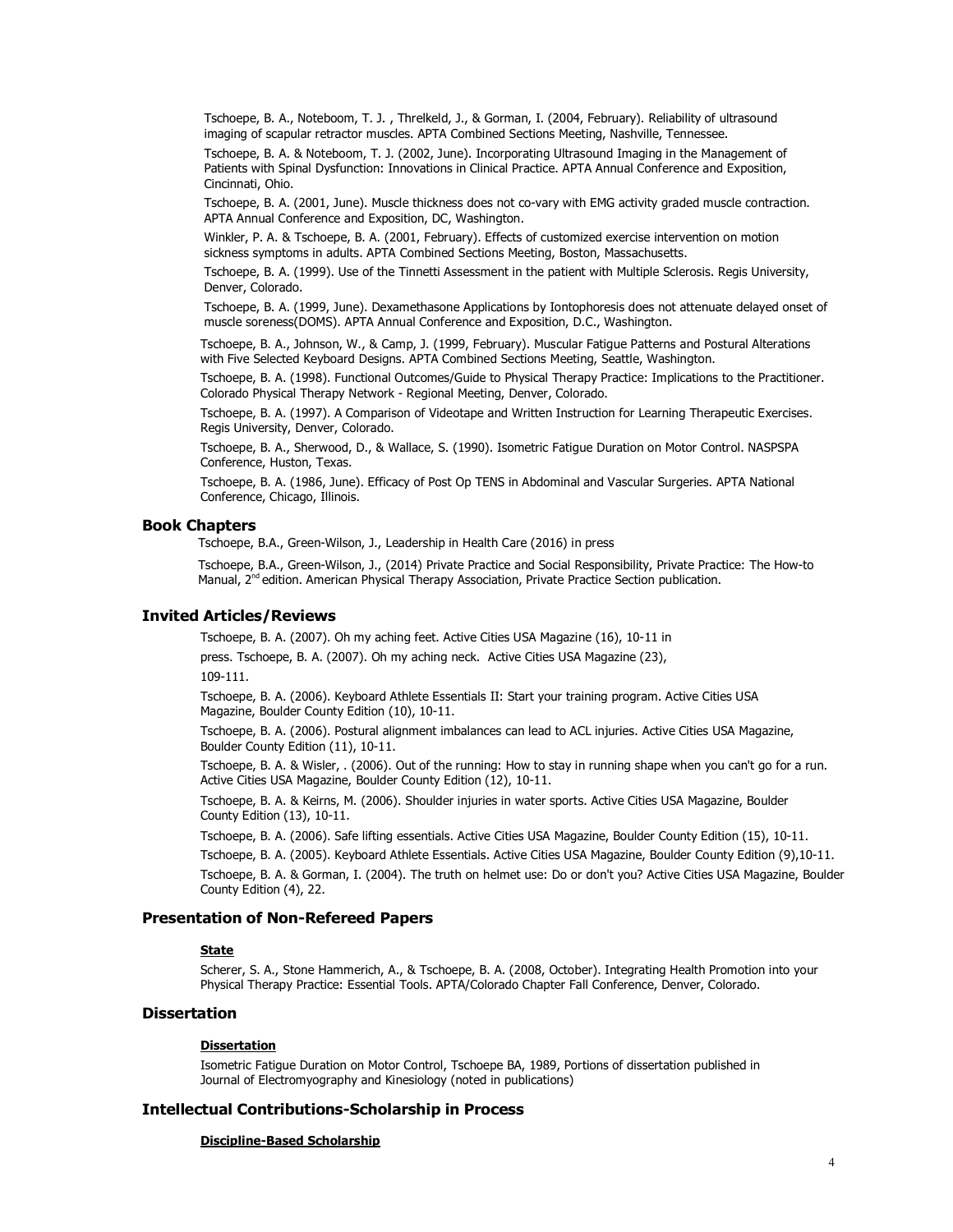Tschoepe, B. A., Noteboom, T. J. , Threlkeld, J., & Gorman, I. (2004, February). Reliability of ultrasound imaging of scapular retractor muscles. APTA Combined Sections Meeting, Nashville, Tennessee.

Tschoepe, B. A. & Noteboom, T. J. (2002, June). Incorporating Ultrasound Imaging in the Management of Patients with Spinal Dysfunction: Innovations in Clinical Practice. APTA Annual Conference and Exposition, Cincinnati, Ohio.

Tschoepe, B. A. (2001, June). Muscle thickness does not co-vary with EMG activity graded muscle contraction. APTA Annual Conference and Exposition, DC, Washington.

Winkler, P. A. & Tschoepe, B. A. (2001, February). Effects of customized exercise intervention on motion sickness symptoms in adults. APTA Combined Sections Meeting, Boston, Massachusetts.

Tschoepe, B. A. (1999). Use of the Tinnetti Assessment in the patient with Multiple Sclerosis. Regis University, Denver, Colorado.

Tschoepe, B. A. (1999, June). Dexamethasone Applications by Iontophoresis does not attenuate delayed onset of muscle soreness(DOMS). APTA Annual Conference and Exposition, D.C., Washington.

Tschoepe, B. A., Johnson, W., & Camp, J. (1999, February). Muscular Fatigue Patterns and Postural Alterations with Five Selected Keyboard Designs. APTA Combined Sections Meeting, Seattle, Washington.

Tschoepe, B. A. (1998). Functional Outcomes/Guide to Physical Therapy Practice: Implications to the Practitioner. Colorado Physical Therapy Network - Regional Meeting, Denver, Colorado.

Tschoepe, B. A. (1997). A Comparison of Videotape and Written Instruction for Learning Therapeutic Exercises. Regis University, Denver, Colorado.

Tschoepe, B. A., Sherwood, D., & Wallace, S. (1990). Isometric Fatigue Duration on Motor Control. NASPSPA Conference, Huston, Texas.

Tschoepe, B. A. (1986, June). Efficacy of Post Op TENS in Abdominal and Vascular Surgeries. APTA National Conference, Chicago, Illinois.

### Book Chapters

Tschoepe, B.A., Green-Wilson, J., Leadership in Health Care (2016) in press

Tschoepe, B.A., Green-Wilson, J., (2014) Private Practice and Social Responsibility, Private Practice: The How-to Manual, 2nd edition. American Physical Therapy Association, Private Practice Section publication.

### Invited Articles/Reviews

Tschoepe, B. A. (2007). Oh my aching feet. Active Cities USA Magazine (16), 10-11 in

press. Tschoepe, B. A. (2007). Oh my aching neck. Active Cities USA Magazine (23),

109-111.

Tschoepe, B. A. (2006). Keyboard Athlete Essentials II: Start your training program. Active Cities USA Magazine, Boulder County Edition (10), 10-11.

Tschoepe, B. A. (2006). Postural alignment imbalances can lead to ACL injuries. Active Cities USA Magazine, Boulder County Edition (11), 10-11.

Tschoepe, B. A. & Wisler, . (2006). Out of the running: How to stay in running shape when you can't go for a run. Active Cities USA Magazine, Boulder County Edition (12), 10-11.

Tschoepe, B. A. & Keirns, M. (2006). Shoulder injuries in water sports. Active Cities USA Magazine, Boulder County Edition (13), 10-11.

Tschoepe, B. A. (2006). Safe lifting essentials. Active Cities USA Magazine, Boulder County Edition (15), 10-11.

Tschoepe, B. A. (2005). Keyboard Athlete Essentials. Active Cities USA Magazine, Boulder County Edition (9),10-11.

Tschoepe, B. A. & Gorman, I. (2004). The truth on helmet use: Do or don't you? Active Cities USA Magazine, Boulder County Edition (4), 22.

### Presentation of Non-Refereed Papers

**State**

Scherer, S. A., Stone Hammerich, A., & Tschoepe, B. A. (2008, October). Integrating Health Promotion into your Physical Therapy Practice: Essential Tools. APTA/Colorado Chapter Fall Conference, Denver, Colorado.

### Dissertation

**Dissertation**

Isometric Fatigue Duration on Motor Control, Tschoepe BA, 1989, Portions of dissertation published in Journal of Electromyography and Kinesiology (noted in publications)

### Intellectual Contributions-Scholarship in Process

**Discipline-Based Scholarship**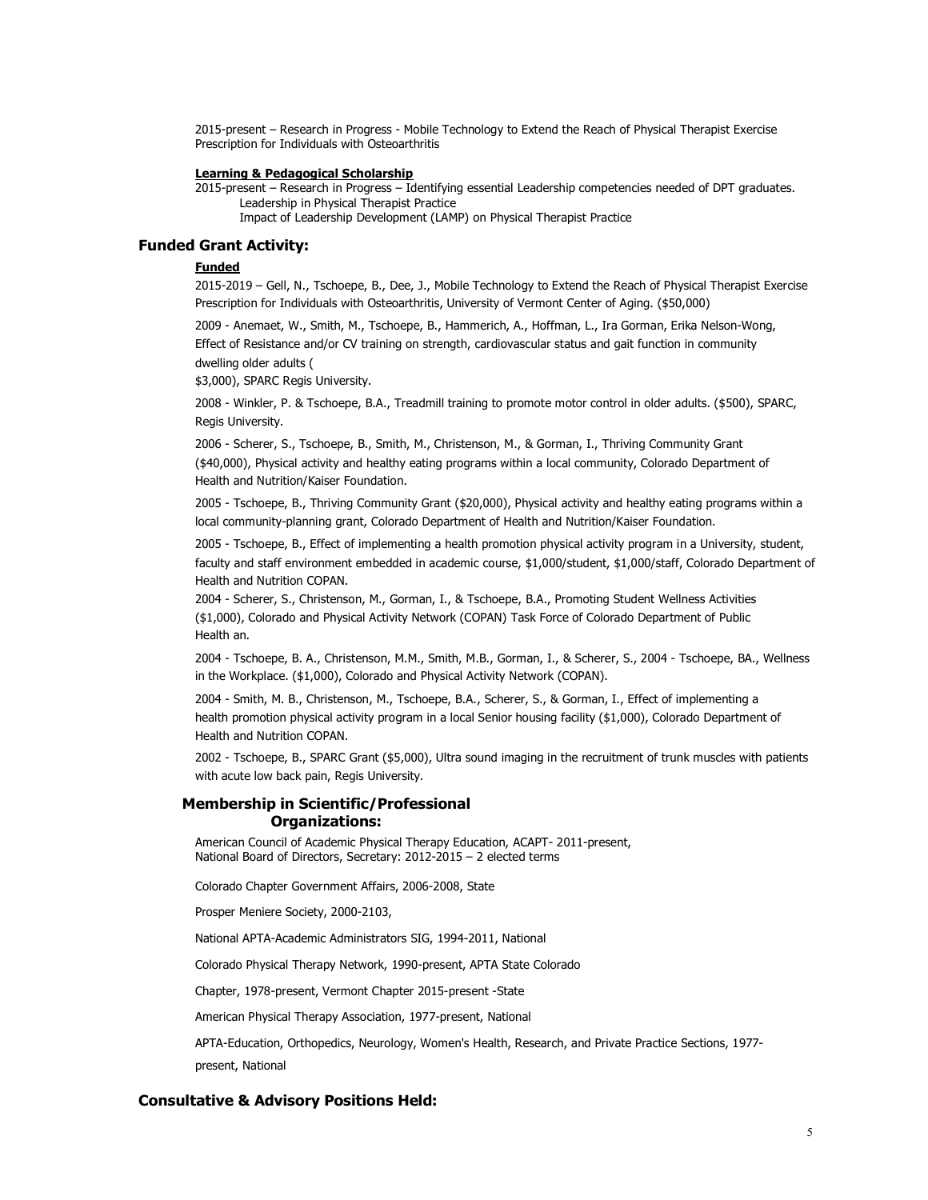2015-present – Research in Progress - Mobile Technology to Extend the Reach of Physical Therapist Exercise Prescription for Individuals with Osteoarthritis

**Learning & Pedagogical Scholarship**

2015-present – Research in Progress – Identifying essential Leadership competencies needed of DPT graduates.
Leadership in Physical Therapist Practice
Impact of Leadership Development (LAMP) on Physical Therapist Practice

## Funded Grant Activity:

**Funded**

2015-2019 – Gell, N., Tschoepe, B., Dee, J., Mobile Technology to Extend the Reach of Physical Therapist Exercise Prescription for Individuals with Osteoarthritis, University of Vermont Center of Aging. ($50,000)

2009 - Anemaet, W., Smith, M., Tschoepe, B., Hammerich, A., Hoffman, L., Ira Gorman, Erika Nelson-Wong, Effect of Resistance and/or CV training on strength, cardiovascular status and gait function in community dwelling older adults (
$3,000), SPARC Regis University.

2008 - Winkler, P. & Tschoepe, B.A., Treadmill training to promote motor control in older adults. ($500), SPARC, Regis University.

2006 - Scherer, S., Tschoepe, B., Smith, M., Christenson, M., & Gorman, I., Thriving Community Grant ($40,000), Physical activity and healthy eating programs within a local community, Colorado Department of Health and Nutrition/Kaiser Foundation.

2005 - Tschoepe, B., Thriving Community Grant ($20,000), Physical activity and healthy eating programs within a local community-planning grant, Colorado Department of Health and Nutrition/Kaiser Foundation.

2005 - Tschoepe, B., Effect of implementing a health promotion physical activity program in a University, student, faculty and staff environment embedded in academic course, $1,000/student, $1,000/staff, Colorado Department of Health and Nutrition COPAN.

2004 - Scherer, S., Christenson, M., Gorman, I., & Tschoepe, B.A., Promoting Student Wellness Activities ($1,000), Colorado and Physical Activity Network (COPAN) Task Force of Colorado Department of Public Health an.

2004 - Tschoepe, B. A., Christenson, M.M., Smith, M.B., Gorman, I., & Scherer, S., 2004 - Tschoepe, BA., Wellness in the Workplace. ($1,000), Colorado and Physical Activity Network (COPAN).

2004 - Smith, M. B., Christenson, M., Tschoepe, B.A., Scherer, S., & Gorman, I., Effect of implementing a health promotion physical activity program in a local Senior housing facility ($1,000), Colorado Department of Health and Nutrition COPAN.

2002 - Tschoepe, B., SPARC Grant ($5,000), Ultra sound imaging in the recruitment of trunk muscles with patients with acute low back pain, Regis University.

## Membership in Scientific/Professional Organizations:

American Council of Academic Physical Therapy Education, ACAPT- 2011-present,
National Board of Directors, Secretary: 2012-2015 – 2 elected terms

Colorado Chapter Government Affairs, 2006-2008, State

Prosper Meniere Society, 2000-2103,

National APTA-Academic Administrators SIG, 1994-2011, National

Colorado Physical Therapy Network, 1990-present, APTA State Colorado

Chapter, 1978-present, Vermont Chapter 2015-present -State

American Physical Therapy Association, 1977-present, National

APTA-Education, Orthopedics, Neurology, Women's Health, Research, and Private Practice Sections, 1977-present, National

## Consultative & Advisory Positions Held: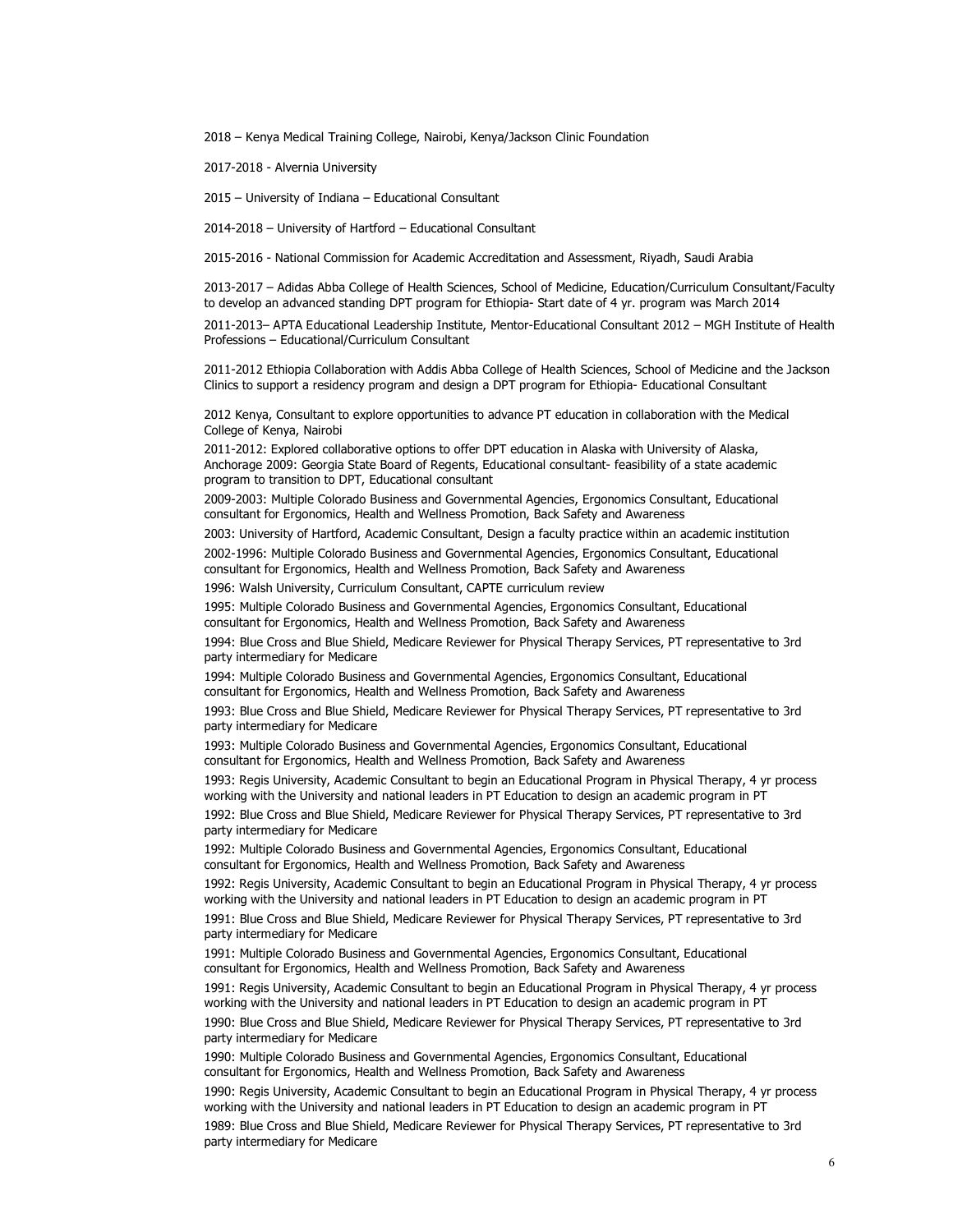2018 – Kenya Medical Training College, Nairobi, Kenya/Jackson Clinic Foundation

2017-2018 - Alvernia University

2015 – University of Indiana – Educational Consultant

2014-2018 – University of Hartford – Educational Consultant

2015-2016 - National Commission for Academic Accreditation and Assessment, Riyadh, Saudi Arabia

2013-2017 – Adidas Abba College of Health Sciences, School of Medicine, Education/Curriculum Consultant/Faculty to develop an advanced standing DPT program for Ethiopia- Start date of 4 yr. program was March 2014

2011-2013– APTA Educational Leadership Institute, Mentor-Educational Consultant 2012 – MGH Institute of Health Professions – Educational/Curriculum Consultant

2011-2012 Ethiopia Collaboration with Addis Abba College of Health Sciences, School of Medicine and the Jackson Clinics to support a residency program and design a DPT program for Ethiopia- Educational Consultant

2012 Kenya, Consultant to explore opportunities to advance PT education in collaboration with the Medical College of Kenya, Nairobi

2011-2012: Explored collaborative options to offer DPT education in Alaska with University of Alaska, Anchorage 2009: Georgia State Board of Regents, Educational consultant- feasibility of a state academic program to transition to DPT, Educational consultant

2009-2003: Multiple Colorado Business and Governmental Agencies, Ergonomics Consultant, Educational consultant for Ergonomics, Health and Wellness Promotion, Back Safety and Awareness

2003: University of Hartford, Academic Consultant, Design a faculty practice within an academic institution

2002-1996: Multiple Colorado Business and Governmental Agencies, Ergonomics Consultant, Educational consultant for Ergonomics, Health and Wellness Promotion, Back Safety and Awareness

1996: Walsh University, Curriculum Consultant, CAPTE curriculum review

1995: Multiple Colorado Business and Governmental Agencies, Ergonomics Consultant, Educational consultant for Ergonomics, Health and Wellness Promotion, Back Safety and Awareness

1994: Blue Cross and Blue Shield, Medicare Reviewer for Physical Therapy Services, PT representative to 3rd party intermediary for Medicare

1994: Multiple Colorado Business and Governmental Agencies, Ergonomics Consultant, Educational consultant for Ergonomics, Health and Wellness Promotion, Back Safety and Awareness

1993: Blue Cross and Blue Shield, Medicare Reviewer for Physical Therapy Services, PT representative to 3rd party intermediary for Medicare

1993: Multiple Colorado Business and Governmental Agencies, Ergonomics Consultant, Educational consultant for Ergonomics, Health and Wellness Promotion, Back Safety and Awareness

1993: Regis University, Academic Consultant to begin an Educational Program in Physical Therapy, 4 yr process working with the University and national leaders in PT Education to design an academic program in PT

1992: Blue Cross and Blue Shield, Medicare Reviewer for Physical Therapy Services, PT representative to 3rd party intermediary for Medicare

1992: Multiple Colorado Business and Governmental Agencies, Ergonomics Consultant, Educational consultant for Ergonomics, Health and Wellness Promotion, Back Safety and Awareness

1992: Regis University, Academic Consultant to begin an Educational Program in Physical Therapy, 4 yr process working with the University and national leaders in PT Education to design an academic program in PT

1991: Blue Cross and Blue Shield, Medicare Reviewer for Physical Therapy Services, PT representative to 3rd party intermediary for Medicare

1991: Multiple Colorado Business and Governmental Agencies, Ergonomics Consultant, Educational consultant for Ergonomics, Health and Wellness Promotion, Back Safety and Awareness

1991: Regis University, Academic Consultant to begin an Educational Program in Physical Therapy, 4 yr process working with the University and national leaders in PT Education to design an academic program in PT

1990: Blue Cross and Blue Shield, Medicare Reviewer for Physical Therapy Services, PT representative to 3rd party intermediary for Medicare

1990: Multiple Colorado Business and Governmental Agencies, Ergonomics Consultant, Educational consultant for Ergonomics, Health and Wellness Promotion, Back Safety and Awareness

1990: Regis University, Academic Consultant to begin an Educational Program in Physical Therapy, 4 yr process working with the University and national leaders in PT Education to design an academic program in PT

1989: Blue Cross and Blue Shield, Medicare Reviewer for Physical Therapy Services, PT representative to 3rd party intermediary for Medicare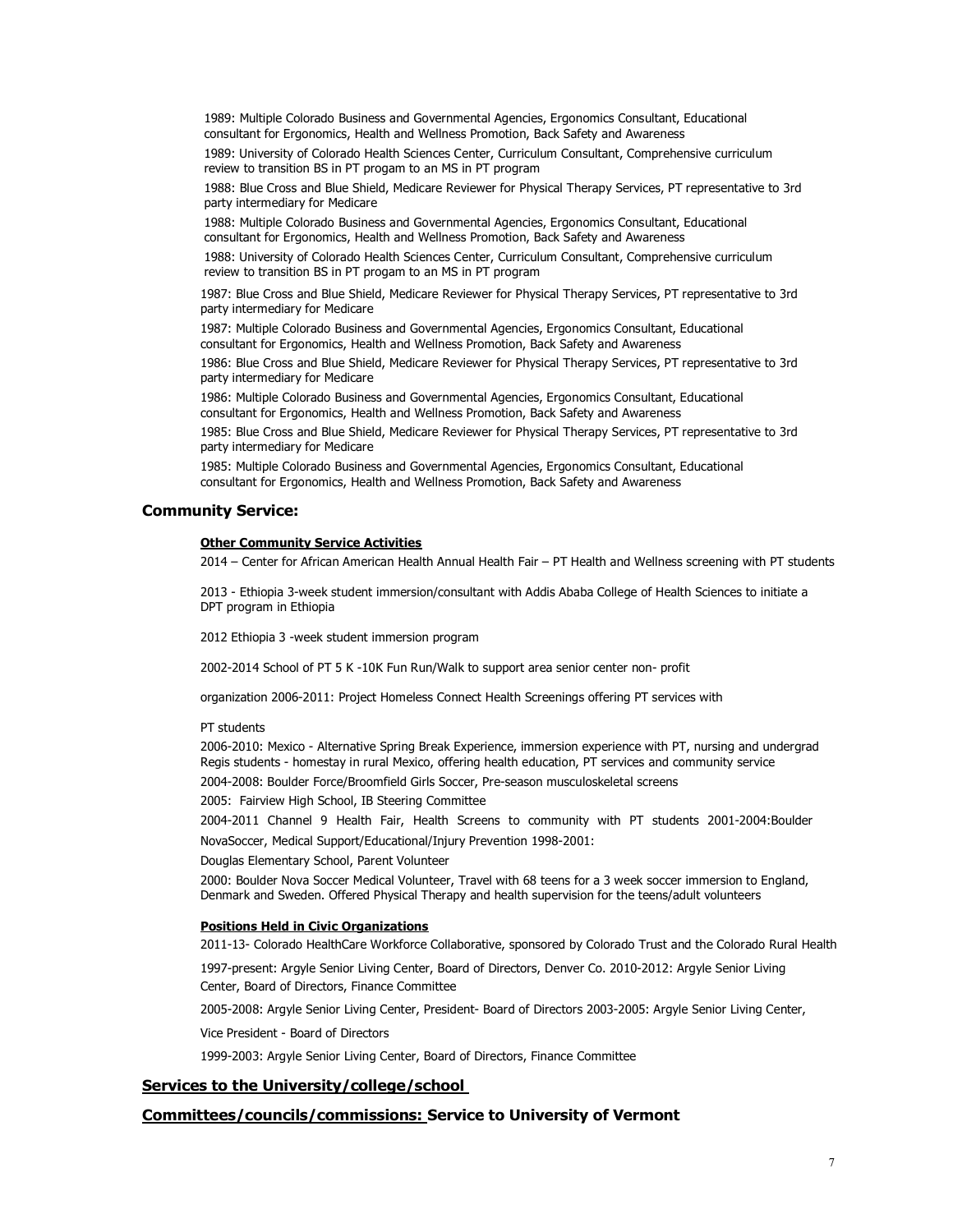1989: Multiple Colorado Business and Governmental Agencies, Ergonomics Consultant, Educational consultant for Ergonomics, Health and Wellness Promotion, Back Safety and Awareness

1989: University of Colorado Health Sciences Center, Curriculum Consultant, Comprehensive curriculum review to transition BS in PT progam to an MS in PT program

1988: Blue Cross and Blue Shield, Medicare Reviewer for Physical Therapy Services, PT representative to 3rd party intermediary for Medicare

1988: Multiple Colorado Business and Governmental Agencies, Ergonomics Consultant, Educational consultant for Ergonomics, Health and Wellness Promotion, Back Safety and Awareness

1988: University of Colorado Health Sciences Center, Curriculum Consultant, Comprehensive curriculum review to transition BS in PT progam to an MS in PT program

1987: Blue Cross and Blue Shield, Medicare Reviewer for Physical Therapy Services, PT representative to 3rd party intermediary for Medicare

1987: Multiple Colorado Business and Governmental Agencies, Ergonomics Consultant, Educational consultant for Ergonomics, Health and Wellness Promotion, Back Safety and Awareness

1986: Blue Cross and Blue Shield, Medicare Reviewer for Physical Therapy Services, PT representative to 3rd party intermediary for Medicare

1986: Multiple Colorado Business and Governmental Agencies, Ergonomics Consultant, Educational consultant for Ergonomics, Health and Wellness Promotion, Back Safety and Awareness

1985: Blue Cross and Blue Shield, Medicare Reviewer for Physical Therapy Services, PT representative to 3rd party intermediary for Medicare

1985: Multiple Colorado Business and Governmental Agencies, Ergonomics Consultant, Educational consultant for Ergonomics, Health and Wellness Promotion, Back Safety and Awareness

## Community Service:

**Other Community Service Activities**

2014 – Center for African American Health Annual Health Fair – PT Health and Wellness screening with PT students

2013 - Ethiopia 3-week student immersion/consultant with Addis Ababa College of Health Sciences to initiate a DPT program in Ethiopia

2012 Ethiopia 3 -week student immersion program

2002-2014 School of PT 5 K -10K Fun Run/Walk to support area senior center non- profit

organization 2006-2011: Project Homeless Connect Health Screenings offering PT services with

PT students

2006-2010: Mexico - Alternative Spring Break Experience, immersion experience with PT, nursing and undergrad Regis students - homestay in rural Mexico, offering health education, PT services and community service

2004-2008: Boulder Force/Broomfield Girls Soccer, Pre-season musculoskeletal screens

2005: Fairview High School, IB Steering Committee

2004-2011 Channel 9 Health Fair, Health Screens to community with PT students 2001-2004:Boulder NovaSoccer, Medical Support/Educational/Injury Prevention 1998-2001:

Douglas Elementary School, Parent Volunteer

2000: Boulder Nova Soccer Medical Volunteer, Travel with 68 teens for a 3 week soccer immersion to England, Denmark and Sweden. Offered Physical Therapy and health supervision for the teens/adult volunteers

**Positions Held in Civic Organizations**

2011-13- Colorado HealthCare Workforce Collaborative, sponsored by Colorado Trust and the Colorado Rural Health

1997-present: Argyle Senior Living Center, Board of Directors, Denver Co. 2010-2012: Argyle Senior Living Center, Board of Directors, Finance Committee

2005-2008: Argyle Senior Living Center, President- Board of Directors 2003-2005: Argyle Senior Living Center,

Vice President - Board of Directors

1999-2003: Argyle Senior Living Center, Board of Directors, Finance Committee

## Services to the University/college/school

## Committees/councils/commissions: Service to University of Vermont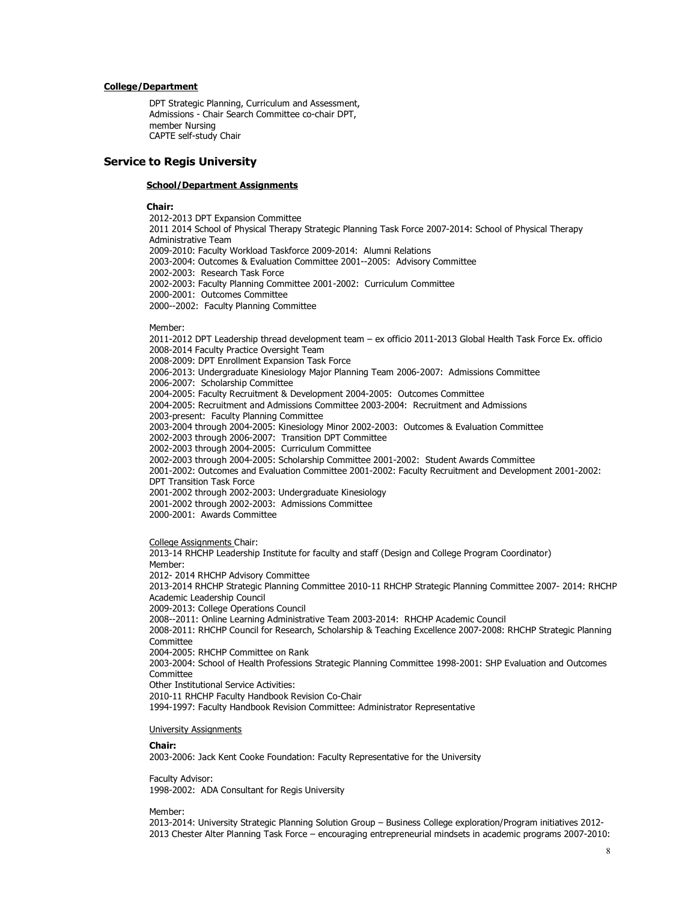**College/Department**

DPT Strategic Planning, Curriculum and Assessment,
Admissions - Chair Search Committee co-chair DPT,
member Nursing
CAPTE self-study Chair

## Service to Regis University

**School/Department Assignments**

**Chair:**
2012-2013 DPT Expansion Committee
2011 2014 School of Physical Therapy Strategic Planning Task Force 2007-2014: School of Physical Therapy Administrative Team
2009-2010: Faculty Workload Taskforce 2009-2014: Alumni Relations
2003-2004: Outcomes & Evaluation Committee 2001--2005: Advisory Committee
2002-2003: Research Task Force
2002-2003: Faculty Planning Committee 2001-2002: Curriculum Committee
2000-2001: Outcomes Committee
2000--2002: Faculty Planning Committee

Member:
2011-2012 DPT Leadership thread development team – ex officio 2011-2013 Global Health Task Force Ex. officio
2008-2014 Faculty Practice Oversight Team
2008-2009: DPT Enrollment Expansion Task Force
2006-2013: Undergraduate Kinesiology Major Planning Team 2006-2007: Admissions Committee
2006-2007: Scholarship Committee
2004-2005: Faculty Recruitment & Development 2004-2005: Outcomes Committee
2004-2005: Recruitment and Admissions Committee 2003-2004: Recruitment and Admissions
2003-present: Faculty Planning Committee
2003-2004 through 2004-2005: Kinesiology Minor 2002-2003: Outcomes & Evaluation Committee
2002-2003 through 2006-2007: Transition DPT Committee
2002-2003 through 2004-2005: Curriculum Committee
2002-2003 through 2004-2005: Scholarship Committee 2001-2002: Student Awards Committee
2001-2002: Outcomes and Evaluation Committee 2001-2002: Faculty Recruitment and Development 2001-2002: DPT Transition Task Force
2001-2002 through 2002-2003: Undergraduate Kinesiology
2001-2002 through 2002-2003: Admissions Committee
2000-2001: Awards Committee

College Assignments Chair:
2013-14 RHCHP Leadership Institute for faculty and staff (Design and College Program Coordinator)
Member:
2012- 2014 RHCHP Advisory Committee
2013-2014 RHCHP Strategic Planning Committee 2010-11 RHCHP Strategic Planning Committee 2007- 2014: RHCHP Academic Leadership Council
2009-2013: College Operations Council
2008--2011: Online Learning Administrative Team 2003-2014: RHCHP Academic Council
2008-2011: RHCHP Council for Research, Scholarship & Teaching Excellence 2007-2008: RHCHP Strategic Planning Committee
2004-2005: RHCHP Committee on Rank
2003-2004: School of Health Professions Strategic Planning Committee 1998-2001: SHP Evaluation and Outcomes Committee
Other Institutional Service Activities:
2010-11 RHCHP Faculty Handbook Revision Co-Chair
1994-1997: Faculty Handbook Revision Committee: Administrator Representative

University Assignments

**Chair:**
2003-2006: Jack Kent Cooke Foundation: Faculty Representative for the University

Faculty Advisor:
1998-2002: ADA Consultant for Regis University

Member:
2013-2014: University Strategic Planning Solution Group – Business College exploration/Program initiatives 2012-2013 Chester Alter Planning Task Force – encouraging entrepreneurial mindsets in academic programs 2007-2010: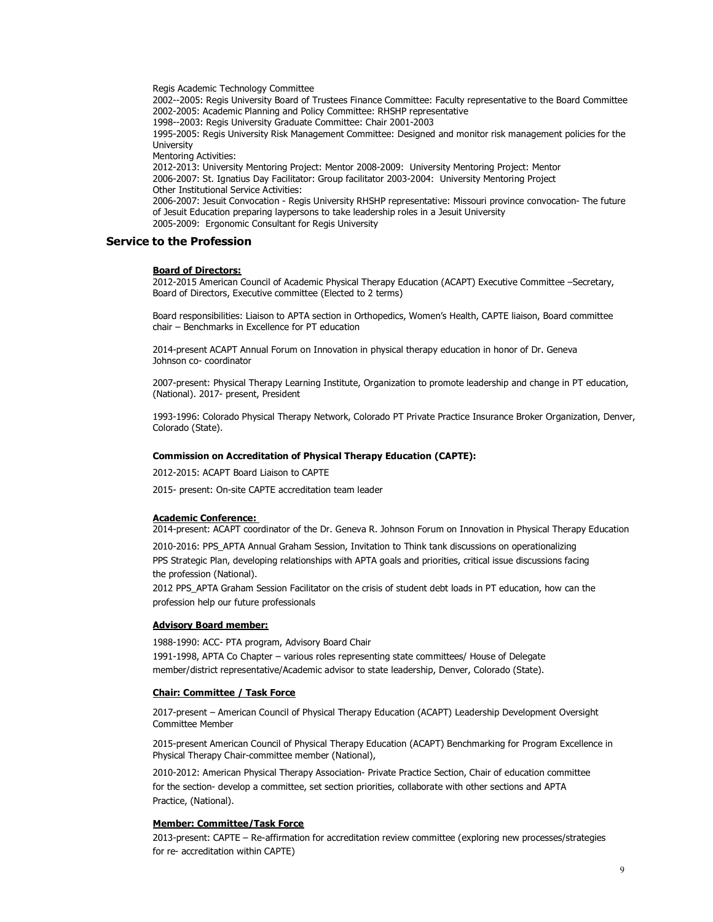Regis Academic Technology Committee
2002--2005: Regis University Board of Trustees Finance Committee: Faculty representative to the Board Committee
2002-2005: Academic Planning and Policy Committee: RHSHP representative
1998--2003: Regis University Graduate Committee: Chair 2001-2003
1995-2005: Regis University Risk Management Committee: Designed and monitor risk management policies for the University
Mentoring Activities:
2012-2013: University Mentoring Project: Mentor 2008-2009: University Mentoring Project: Mentor
2006-2007: St. Ignatius Day Facilitator: Group facilitator 2003-2004: University Mentoring Project
Other Institutional Service Activities:
2006-2007: Jesuit Convocation - Regis University RHSHP representative: Missouri province convocation- The future of Jesuit Education preparing laypersons to take leadership roles in a Jesuit University
2005-2009: Ergonomic Consultant for Regis University

## Service to the Profession

**Board of Directors:**

2012-2015 American Council of Academic Physical Therapy Education (ACAPT) Executive Committee –Secretary, Board of Directors, Executive committee (Elected to 2 terms)

Board responsibilities: Liaison to APTA section in Orthopedics, Women's Health, CAPTE liaison, Board committee chair – Benchmarks in Excellence for PT education

2014-present ACAPT Annual Forum on Innovation in physical therapy education in honor of Dr. Geneva Johnson co- coordinator

2007-present: Physical Therapy Learning Institute, Organization to promote leadership and change in PT education, (National). 2017- present, President

1993-1996: Colorado Physical Therapy Network, Colorado PT Private Practice Insurance Broker Organization, Denver, Colorado (State).

**Commission on Accreditation of Physical Therapy Education (CAPTE):**

2012-2015: ACAPT Board Liaison to CAPTE

2015- present: On-site CAPTE accreditation team leader

**Academic Conference:**

2014-present: ACAPT coordinator of the Dr. Geneva R. Johnson Forum on Innovation in Physical Therapy Education

2010-2016: PPS_APTA Annual Graham Session, Invitation to Think tank discussions on operationalizing PPS Strategic Plan, developing relationships with APTA goals and priorities, critical issue discussions facing the profession (National).

2012 PPS_APTA Graham Session Facilitator on the crisis of student debt loads in PT education, how can the profession help our future professionals

**Advisory Board member:**

1988-1990: ACC- PTA program, Advisory Board Chair

1991-1998, APTA Co Chapter – various roles representing state committees/ House of Delegate member/district representative/Academic advisor to state leadership, Denver, Colorado (State).

**Chair: Committee / Task Force**

2017-present – American Council of Physical Therapy Education (ACAPT) Leadership Development Oversight Committee Member

2015-present American Council of Physical Therapy Education (ACAPT) Benchmarking for Program Excellence in Physical Therapy Chair-committee member (National),

2010-2012: American Physical Therapy Association- Private Practice Section, Chair of education committee for the section- develop a committee, set section priorities, collaborate with other sections and APTA Practice, (National).

**Member: Committee/Task Force**

2013-present: CAPTE – Re-affirmation for accreditation review committee (exploring new processes/strategies for re- accreditation within CAPTE)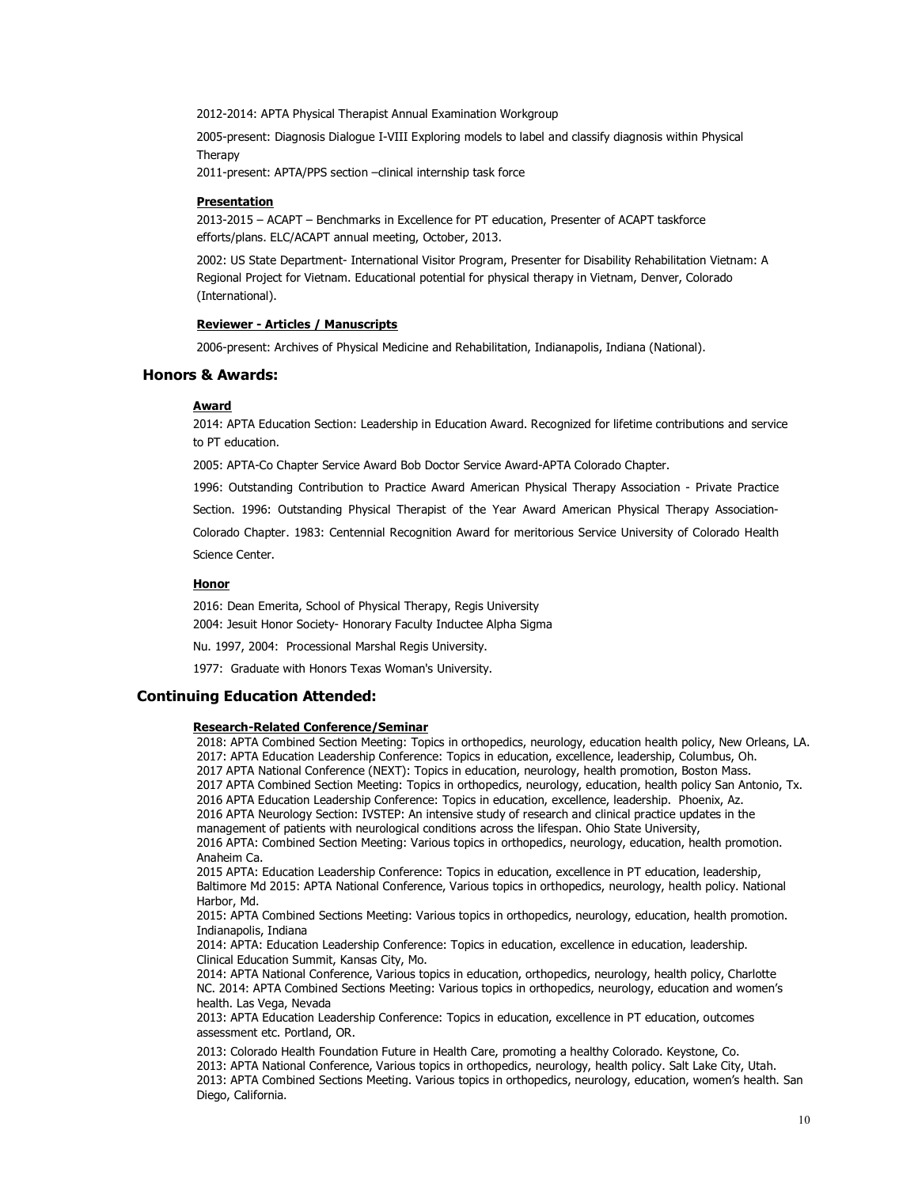2012-2014: APTA Physical Therapist Annual Examination Workgroup

2005-present: Diagnosis Dialogue I-VIII Exploring models to label and classify diagnosis within Physical Therapy

2011-present: APTA/PPS section –clinical internship task force

**Presentation**

2013-2015 – ACAPT – Benchmarks in Excellence for PT education, Presenter of ACAPT taskforce efforts/plans. ELC/ACAPT annual meeting, October, 2013.

2002: US State Department- International Visitor Program, Presenter for Disability Rehabilitation Vietnam: A Regional Project for Vietnam. Educational potential for physical therapy in Vietnam, Denver, Colorado (International).

**Reviewer - Articles / Manuscripts**

2006-present: Archives of Physical Medicine and Rehabilitation, Indianapolis, Indiana (National).

## Honors & Awards:

**Award**

2014: APTA Education Section: Leadership in Education Award. Recognized for lifetime contributions and service to PT education.

2005: APTA-Co Chapter Service Award Bob Doctor Service Award-APTA Colorado Chapter.

1996: Outstanding Contribution to Practice Award American Physical Therapy Association - Private Practice Section. 1996: Outstanding Physical Therapist of the Year Award American Physical Therapy Association-Colorado Chapter. 1983: Centennial Recognition Award for meritorious Service University of Colorado Health Science Center.

**Honor**

2016: Dean Emerita, School of Physical Therapy, Regis University

2004: Jesuit Honor Society- Honorary Faculty Inductee Alpha Sigma

Nu. 1997, 2004: Processional Marshal Regis University.

1977: Graduate with Honors Texas Woman's University.

## Continuing Education Attended:

**Research-Related Conference/Seminar**

2018: APTA Combined Section Meeting: Topics in orthopedics, neurology, education health policy, New Orleans, LA.
2017: APTA Education Leadership Conference: Topics in education, excellence, leadership, Columbus, Oh.
2017 APTA National Conference (NEXT): Topics in education, neurology, health promotion, Boston Mass.
2017 APTA Combined Section Meeting: Topics in orthopedics, neurology, education, health policy San Antonio, Tx.
2016 APTA Education Leadership Conference: Topics in education, excellence, leadership. Phoenix, Az.
2016 APTA Neurology Section: IVSTEP: An intensive study of research and clinical practice updates in the management of patients with neurological conditions across the lifespan. Ohio State University,
2016 APTA: Combined Section Meeting: Various topics in orthopedics, neurology, education, health promotion. Anaheim Ca.
2015 APTA: Education Leadership Conference: Topics in education, excellence in PT education, leadership, Baltimore Md 2015: APTA National Conference, Various topics in orthopedics, neurology, health policy. National Harbor, Md.
2015: APTA Combined Sections Meeting: Various topics in orthopedics, neurology, education, health promotion. Indianapolis, Indiana
2014: APTA: Education Leadership Conference: Topics in education, excellence in education, leadership. Clinical Education Summit, Kansas City, Mo.
2014: APTA National Conference, Various topics in education, orthopedics, neurology, health policy, Charlotte NC. 2014: APTA Combined Sections Meeting: Various topics in orthopedics, neurology, education and women's health. Las Vega, Nevada
2013: APTA Education Leadership Conference: Topics in education, excellence in PT education, outcomes assessment etc. Portland, OR.
2013: Colorado Health Foundation Future in Health Care, promoting a healthy Colorado. Keystone, Co.
2013: APTA National Conference, Various topics in orthopedics, neurology, health policy. Salt Lake City, Utah.
2013: APTA Combined Sections Meeting. Various topics in orthopedics, neurology, education, women's health. San Diego, California.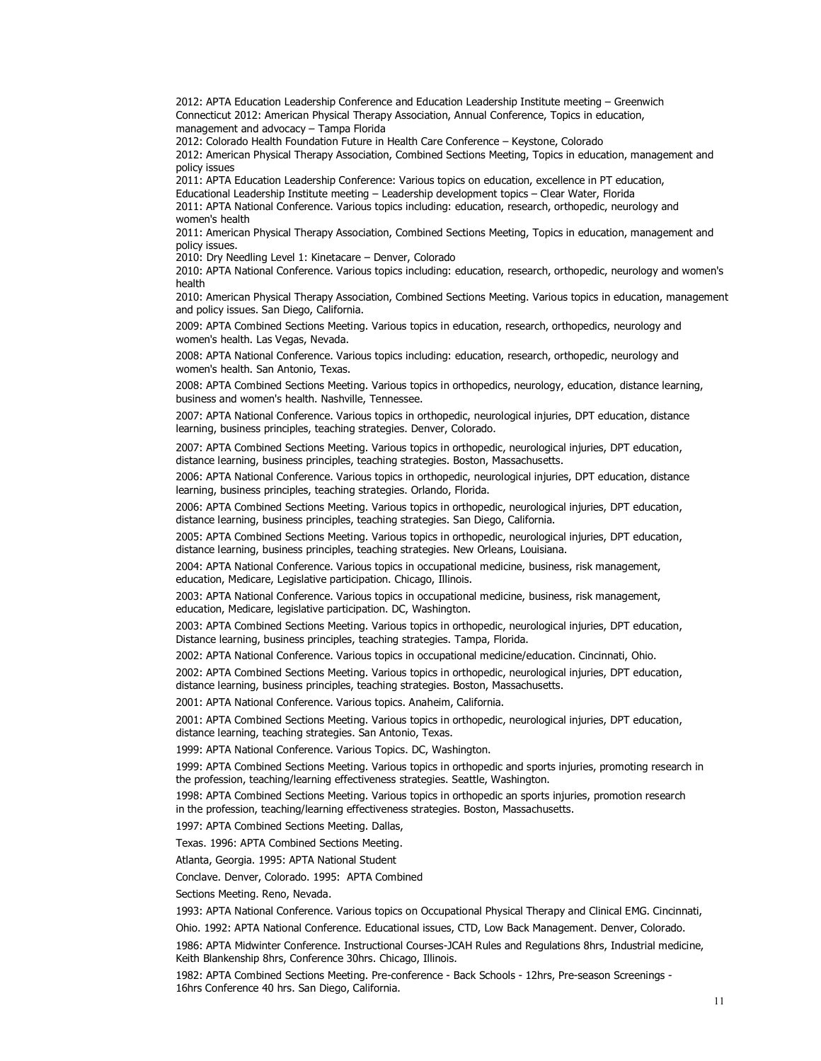2012: APTA Education Leadership Conference and Education Leadership Institute meeting – Greenwich Connecticut 2012: American Physical Therapy Association, Annual Conference, Topics in education, management and advocacy – Tampa Florida

2012: Colorado Health Foundation Future in Health Care Conference – Keystone, Colorado

2012: American Physical Therapy Association, Combined Sections Meeting, Topics in education, management and policy issues

2011: APTA Education Leadership Conference: Various topics on education, excellence in PT education, Educational Leadership Institute meeting – Leadership development topics – Clear Water, Florida

2011: APTA National Conference. Various topics including: education, research, orthopedic, neurology and women's health

2011: American Physical Therapy Association, Combined Sections Meeting, Topics in education, management and policy issues.

2010: Dry Needling Level 1: Kinetacare – Denver, Colorado

2010: APTA National Conference. Various topics including: education, research, orthopedic, neurology and women's health

2010: American Physical Therapy Association, Combined Sections Meeting. Various topics in education, management and policy issues. San Diego, California.

2009: APTA Combined Sections Meeting. Various topics in education, research, orthopedics, neurology and women's health. Las Vegas, Nevada.

2008: APTA National Conference. Various topics including: education, research, orthopedic, neurology and women's health. San Antonio, Texas.

2008: APTA Combined Sections Meeting. Various topics in orthopedics, neurology, education, distance learning, business and women's health. Nashville, Tennessee.

2007: APTA National Conference. Various topics in orthopedic, neurological injuries, DPT education, distance learning, business principles, teaching strategies. Denver, Colorado.

2007: APTA Combined Sections Meeting. Various topics in orthopedic, neurological injuries, DPT education, distance learning, business principles, teaching strategies. Boston, Massachusetts.

2006: APTA National Conference. Various topics in orthopedic, neurological injuries, DPT education, distance learning, business principles, teaching strategies. Orlando, Florida.

2006: APTA Combined Sections Meeting. Various topics in orthopedic, neurological injuries, DPT education, distance learning, business principles, teaching strategies. San Diego, California.

2005: APTA Combined Sections Meeting. Various topics in orthopedic, neurological injuries, DPT education, distance learning, business principles, teaching strategies. New Orleans, Louisiana.

2004: APTA National Conference. Various topics in occupational medicine, business, risk management, education, Medicare, Legislative participation. Chicago, Illinois.

2003: APTA National Conference. Various topics in occupational medicine, business, risk management, education, Medicare, legislative participation. DC, Washington.

2003: APTA Combined Sections Meeting. Various topics in orthopedic, neurological injuries, DPT education, Distance learning, business principles, teaching strategies. Tampa, Florida.

2002: APTA National Conference. Various topics in occupational medicine/education. Cincinnati, Ohio.

2002: APTA Combined Sections Meeting. Various topics in orthopedic, neurological injuries, DPT education, distance learning, business principles, teaching strategies. Boston, Massachusetts.

2001: APTA National Conference. Various topics. Anaheim, California.

2001: APTA Combined Sections Meeting. Various topics in orthopedic, neurological injuries, DPT education, distance learning, teaching strategies. San Antonio, Texas.

1999: APTA National Conference. Various Topics. DC, Washington.

1999: APTA Combined Sections Meeting. Various topics in orthopedic and sports injuries, promoting research in the profession, teaching/learning effectiveness strategies. Seattle, Washington.

1998: APTA Combined Sections Meeting. Various topics in orthopedic an sports injuries, promotion research in the profession, teaching/learning effectiveness strategies. Boston, Massachusetts.

1997: APTA Combined Sections Meeting. Dallas, Texas. 1996: APTA Combined Sections Meeting. Atlanta, Georgia. 1995: APTA National Student Conclave. Denver, Colorado. 1995: APTA Combined Sections Meeting. Reno, Nevada.

1993: APTA National Conference. Various topics on Occupational Physical Therapy and Clinical EMG. Cincinnati, Ohio. 1992: APTA National Conference. Educational issues, CTD, Low Back Management. Denver, Colorado.

1986: APTA Midwinter Conference. Instructional Courses-JCAH Rules and Regulations 8hrs, Industrial medicine, Keith Blankenship 8hrs, Conference 30hrs. Chicago, Illinois.

1982: APTA Combined Sections Meeting. Pre-conference - Back Schools - 12hrs, Pre-season Screenings - 16hrs Conference 40 hrs. San Diego, California.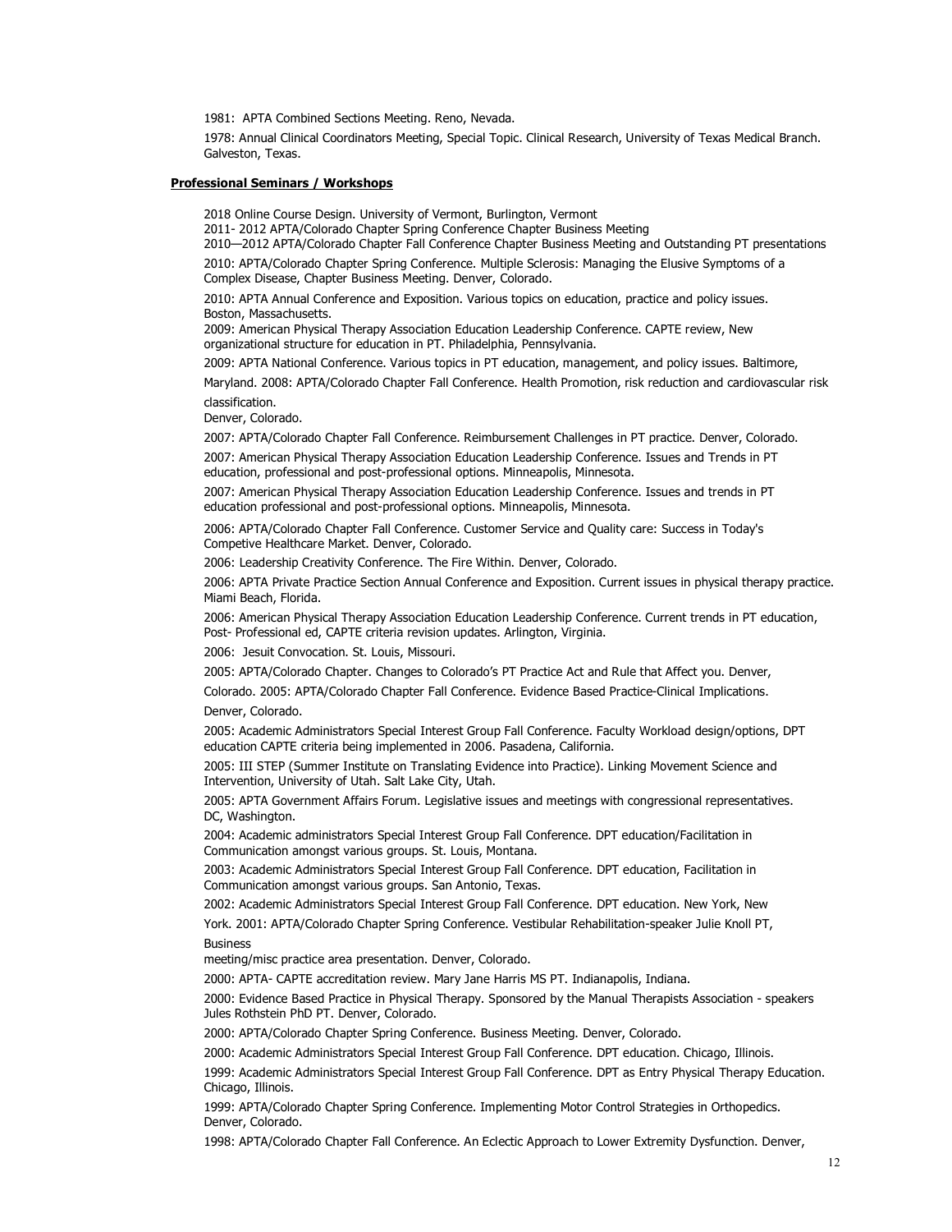1981: APTA Combined Sections Meeting. Reno, Nevada.

1978: Annual Clinical Coordinators Meeting, Special Topic. Clinical Research, University of Texas Medical Branch. Galveston, Texas.

**Professional Seminars / Workshops**

2018 Online Course Design. University of Vermont, Burlington, Vermont

2011- 2012 APTA/Colorado Chapter Spring Conference Chapter Business Meeting

2010—2012 APTA/Colorado Chapter Fall Conference Chapter Business Meeting and Outstanding PT presentations

2010: APTA/Colorado Chapter Spring Conference. Multiple Sclerosis: Managing the Elusive Symptoms of a Complex Disease, Chapter Business Meeting. Denver, Colorado.

2010: APTA Annual Conference and Exposition. Various topics on education, practice and policy issues. Boston, Massachusetts.

2009: American Physical Therapy Association Education Leadership Conference. CAPTE review, New organizational structure for education in PT. Philadelphia, Pennsylvania.

2009: APTA National Conference. Various topics in PT education, management, and policy issues. Baltimore, Maryland.

2008: APTA/Colorado Chapter Fall Conference. Health Promotion, risk reduction and cardiovascular risk classification. Denver, Colorado.

2007: APTA/Colorado Chapter Fall Conference. Reimbursement Challenges in PT practice. Denver, Colorado.

2007: American Physical Therapy Association Education Leadership Conference. Issues and Trends in PT education, professional and post-professional options. Minneapolis, Minnesota.

2007: American Physical Therapy Association Education Leadership Conference. Issues and trends in PT education professional and post-professional options. Minneapolis, Minnesota.

2006: APTA/Colorado Chapter Fall Conference. Customer Service and Quality care: Success in Today's Competive Healthcare Market. Denver, Colorado.

2006: Leadership Creativity Conference. The Fire Within. Denver, Colorado.

2006: APTA Private Practice Section Annual Conference and Exposition. Current issues in physical therapy practice. Miami Beach, Florida.

2006: American Physical Therapy Association Education Leadership Conference. Current trends in PT education, Post- Professional ed, CAPTE criteria revision updates. Arlington, Virginia.

2006: Jesuit Convocation. St. Louis, Missouri.

2005: APTA/Colorado Chapter. Changes to Colorado's PT Practice Act and Rule that Affect you. Denver, Colorado.

2005: APTA/Colorado Chapter Fall Conference. Evidence Based Practice-Clinical Implications. Denver, Colorado.

2005: Academic Administrators Special Interest Group Fall Conference. Faculty Workload design/options, DPT education CAPTE criteria being implemented in 2006. Pasadena, California.

2005: III STEP (Summer Institute on Translating Evidence into Practice). Linking Movement Science and Intervention, University of Utah. Salt Lake City, Utah.

2005: APTA Government Affairs Forum. Legislative issues and meetings with congressional representatives. DC, Washington.

2004: Academic administrators Special Interest Group Fall Conference. DPT education/Facilitation in Communication amongst various groups. St. Louis, Montana.

2003: Academic Administrators Special Interest Group Fall Conference. DPT education, Facilitation in Communication amongst various groups. San Antonio, Texas.

2002: Academic Administrators Special Interest Group Fall Conference. DPT education. New York, New York.

2001: APTA/Colorado Chapter Spring Conference. Vestibular Rehabilitation-speaker Julie Knoll PT, Business meeting/misc practice area presentation. Denver, Colorado.

2000: APTA- CAPTE accreditation review. Mary Jane Harris MS PT. Indianapolis, Indiana.

2000: Evidence Based Practice in Physical Therapy. Sponsored by the Manual Therapists Association - speakers Jules Rothstein PhD PT. Denver, Colorado.

2000: APTA/Colorado Chapter Spring Conference. Business Meeting. Denver, Colorado.

2000: Academic Administrators Special Interest Group Fall Conference. DPT education. Chicago, Illinois.

1999: Academic Administrators Special Interest Group Fall Conference. DPT as Entry Physical Therapy Education. Chicago, Illinois.

1999: APTA/Colorado Chapter Spring Conference. Implementing Motor Control Strategies in Orthopedics. Denver, Colorado.

1998: APTA/Colorado Chapter Fall Conference. An Eclectic Approach to Lower Extremity Dysfunction. Denver,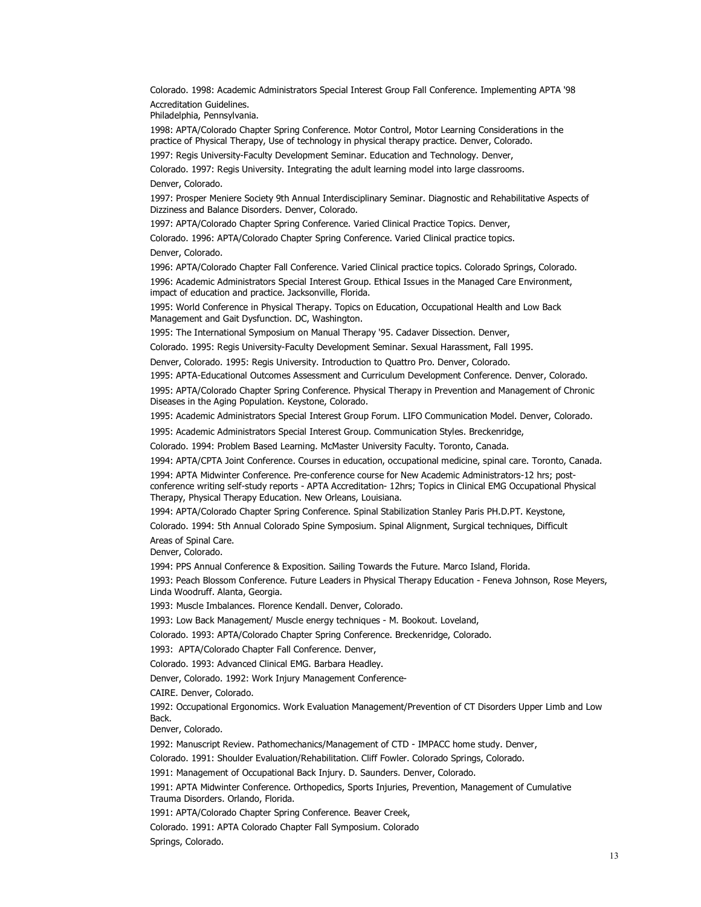Colorado. 1998: Academic Administrators Special Interest Group Fall Conference. Implementing APTA '98 Accreditation Guidelines.
Philadelphia, Pennsylvania.

1998: APTA/Colorado Chapter Spring Conference. Motor Control, Motor Learning Considerations in the practice of Physical Therapy, Use of technology in physical therapy practice. Denver, Colorado.

1997: Regis University-Faculty Development Seminar. Education and Technology. Denver,

Colorado. 1997: Regis University. Integrating the adult learning model into large classrooms.

Denver, Colorado.

1997: Prosper Meniere Society 9th Annual Interdisciplinary Seminar. Diagnostic and Rehabilitative Aspects of Dizziness and Balance Disorders. Denver, Colorado.

1997: APTA/Colorado Chapter Spring Conference. Varied Clinical Practice Topics. Denver,

Colorado. 1996: APTA/Colorado Chapter Spring Conference. Varied Clinical practice topics.

Denver, Colorado.

1996: APTA/Colorado Chapter Fall Conference. Varied Clinical practice topics. Colorado Springs, Colorado.

1996: Academic Administrators Special Interest Group. Ethical Issues in the Managed Care Environment, impact of education and practice. Jacksonville, Florida.

1995: World Conference in Physical Therapy. Topics on Education, Occupational Health and Low Back Management and Gait Dysfunction. DC, Washington.

1995: The International Symposium on Manual Therapy '95. Cadaver Dissection. Denver,

Colorado. 1995: Regis University-Faculty Development Seminar. Sexual Harassment, Fall 1995.

Denver, Colorado. 1995: Regis University. Introduction to Quattro Pro. Denver, Colorado.

1995: APTA-Educational Outcomes Assessment and Curriculum Development Conference. Denver, Colorado.

1995: APTA/Colorado Chapter Spring Conference. Physical Therapy in Prevention and Management of Chronic Diseases in the Aging Population. Keystone, Colorado.

1995: Academic Administrators Special Interest Group Forum. LIFO Communication Model. Denver, Colorado.

1995: Academic Administrators Special Interest Group. Communication Styles. Breckenridge,

Colorado. 1994: Problem Based Learning. McMaster University Faculty. Toronto, Canada.

1994: APTA/CPTA Joint Conference. Courses in education, occupational medicine, spinal care. Toronto, Canada.

1994: APTA Midwinter Conference. Pre-conference course for New Academic Administrators-12 hrs; post-conference writing self-study reports - APTA Accreditation- 12hrs; Topics in Clinical EMG Occupational Physical Therapy, Physical Therapy Education. New Orleans, Louisiana.

1994: APTA/Colorado Chapter Spring Conference. Spinal Stabilization Stanley Paris PH.D.PT. Keystone,

Colorado. 1994: 5th Annual Colorado Spine Symposium. Spinal Alignment, Surgical techniques, Difficult Areas of Spinal Care.
Denver, Colorado.

1994: PPS Annual Conference & Exposition. Sailing Towards the Future. Marco Island, Florida.

1993: Peach Blossom Conference. Future Leaders in Physical Therapy Education - Feneva Johnson, Rose Meyers, Linda Woodruff. Alanta, Georgia.

1993: Muscle Imbalances. Florence Kendall. Denver, Colorado.

1993: Low Back Management/ Muscle energy techniques - M. Bookout. Loveland,

Colorado. 1993: APTA/Colorado Chapter Spring Conference. Breckenridge, Colorado.

1993: APTA/Colorado Chapter Fall Conference. Denver,

Colorado. 1993: Advanced Clinical EMG. Barbara Headley.

Denver, Colorado. 1992: Work Injury Management Conference-

CAIRE. Denver, Colorado.

1992: Occupational Ergonomics. Work Evaluation Management/Prevention of CT Disorders Upper Limb and Low Back.
Denver, Colorado.

1992: Manuscript Review. Pathomechanics/Management of CTD - IMPACC home study. Denver,

Colorado. 1991: Shoulder Evaluation/Rehabilitation. Cliff Fowler. Colorado Springs, Colorado.

1991: Management of Occupational Back Injury. D. Saunders. Denver, Colorado.

1991: APTA Midwinter Conference. Orthopedics, Sports Injuries, Prevention, Management of Cumulative Trauma Disorders. Orlando, Florida.

1991: APTA/Colorado Chapter Spring Conference. Beaver Creek,

Colorado. 1991: APTA Colorado Chapter Fall Symposium. Colorado

Springs, Colorado.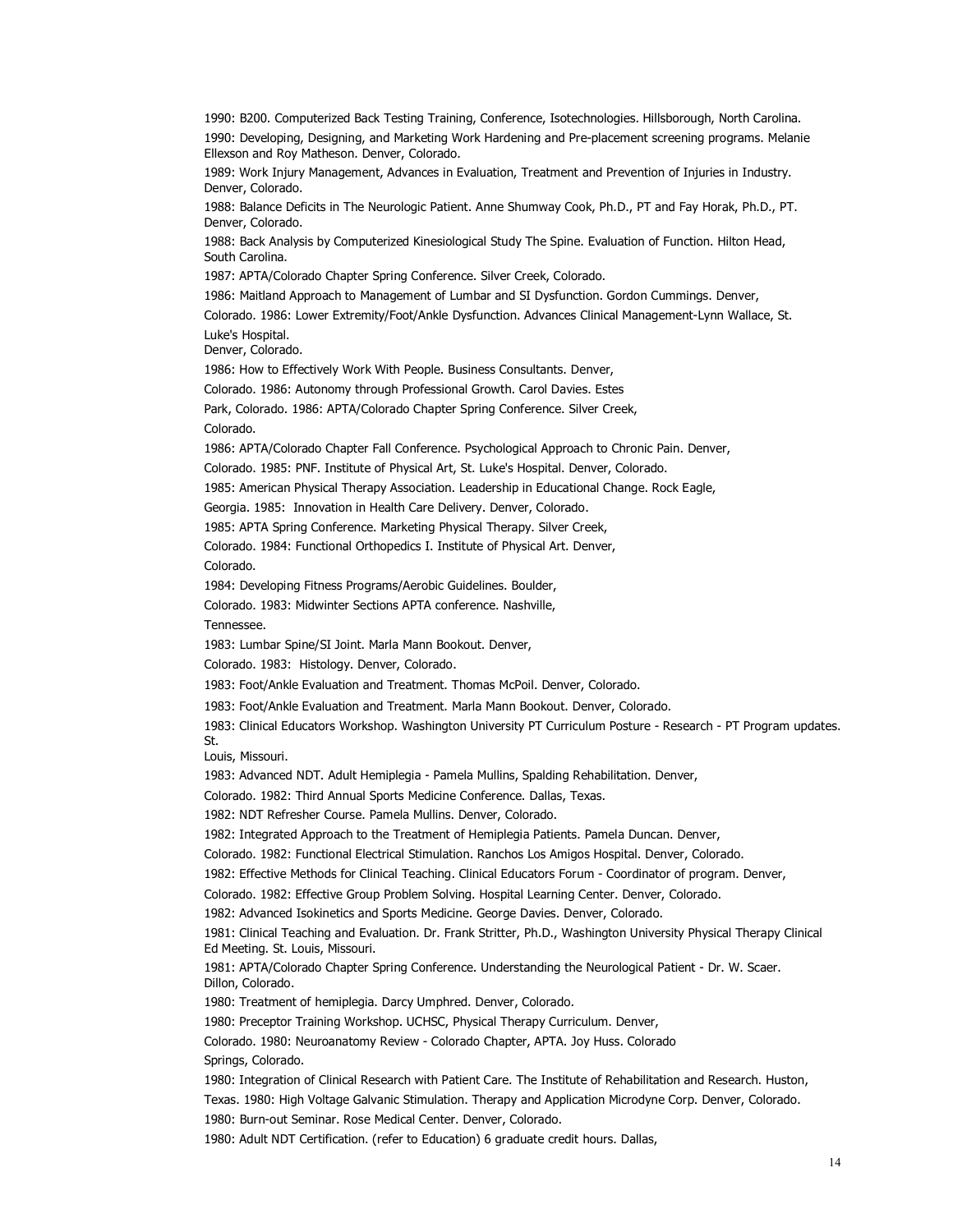1990: B200. Computerized Back Testing Training, Conference, Isotechnologies. Hillsborough, North Carolina.

1990: Developing, Designing, and Marketing Work Hardening and Pre-placement screening programs. Melanie Ellexson and Roy Matheson. Denver, Colorado.

1989: Work Injury Management, Advances in Evaluation, Treatment and Prevention of Injuries in Industry. Denver, Colorado.

1988: Balance Deficits in The Neurologic Patient. Anne Shumway Cook, Ph.D., PT and Fay Horak, Ph.D., PT. Denver, Colorado.

1988: Back Analysis by Computerized Kinesiological Study The Spine. Evaluation of Function. Hilton Head, South Carolina.

1987: APTA/Colorado Chapter Spring Conference. Silver Creek, Colorado.

1986: Maitland Approach to Management of Lumbar and SI Dysfunction. Gordon Cummings. Denver, Colorado.

1986: Lower Extremity/Foot/Ankle Dysfunction. Advances Clinical Management-Lynn Wallace, St. Luke's Hospital. Denver, Colorado.

1986: How to Effectively Work With People. Business Consultants. Denver, Colorado.

1986: Autonomy through Professional Growth. Carol Davies. Estes Park, Colorado.

1986: APTA/Colorado Chapter Spring Conference. Silver Creek, Colorado.

1986: APTA/Colorado Chapter Fall Conference. Psychological Approach to Chronic Pain. Denver, Colorado.

1985: PNF. Institute of Physical Art, St. Luke's Hospital. Denver, Colorado.

1985: American Physical Therapy Association. Leadership in Educational Change. Rock Eagle, Georgia.

1985: Innovation in Health Care Delivery. Denver, Colorado.

1985: APTA Spring Conference. Marketing Physical Therapy. Silver Creek, Colorado.

1984: Functional Orthopedics I. Institute of Physical Art. Denver, Colorado.

1984: Developing Fitness Programs/Aerobic Guidelines. Boulder, Colorado.

1983: Midwinter Sections APTA conference. Nashville, Tennessee.

1983: Lumbar Spine/SI Joint. Marla Mann Bookout. Denver, Colorado.

1983: Histology. Denver, Colorado.

1983: Foot/Ankle Evaluation and Treatment. Thomas McPoil. Denver, Colorado.

1983: Foot/Ankle Evaluation and Treatment. Marla Mann Bookout. Denver, Colorado.

1983: Clinical Educators Workshop. Washington University PT Curriculum Posture - Research - PT Program updates. St. Louis, Missouri.

1983: Advanced NDT. Adult Hemiplegia - Pamela Mullins, Spalding Rehabilitation. Denver, Colorado.

1982: Third Annual Sports Medicine Conference. Dallas, Texas.

1982: NDT Refresher Course. Pamela Mullins. Denver, Colorado.

1982: Integrated Approach to the Treatment of Hemiplegia Patients. Pamela Duncan. Denver, Colorado.

1982: Functional Electrical Stimulation. Ranchos Los Amigos Hospital. Denver, Colorado.

1982: Effective Methods for Clinical Teaching. Clinical Educators Forum - Coordinator of program. Denver, Colorado.

1982: Effective Group Problem Solving. Hospital Learning Center. Denver, Colorado.

1982: Advanced Isokinetics and Sports Medicine. George Davies. Denver, Colorado.

1981: Clinical Teaching and Evaluation. Dr. Frank Stritter, Ph.D., Washington University Physical Therapy Clinical Ed Meeting. St. Louis, Missouri.

1981: APTA/Colorado Chapter Spring Conference. Understanding the Neurological Patient - Dr. W. Scaer. Dillon, Colorado.

1980: Treatment of hemiplegia. Darcy Umphred. Denver, Colorado.

1980: Preceptor Training Workshop. UCHSC, Physical Therapy Curriculum. Denver, Colorado.

1980: Neuroanatomy Review - Colorado Chapter, APTA. Joy Huss. Colorado Springs, Colorado.

1980: Integration of Clinical Research with Patient Care. The Institute of Rehabilitation and Research. Huston, Texas.

1980: High Voltage Galvanic Stimulation. Therapy and Application Microdyne Corp. Denver, Colorado.

1980: Burn-out Seminar. Rose Medical Center. Denver, Colorado.

1980: Adult NDT Certification. (refer to Education) 6 graduate credit hours. Dallas,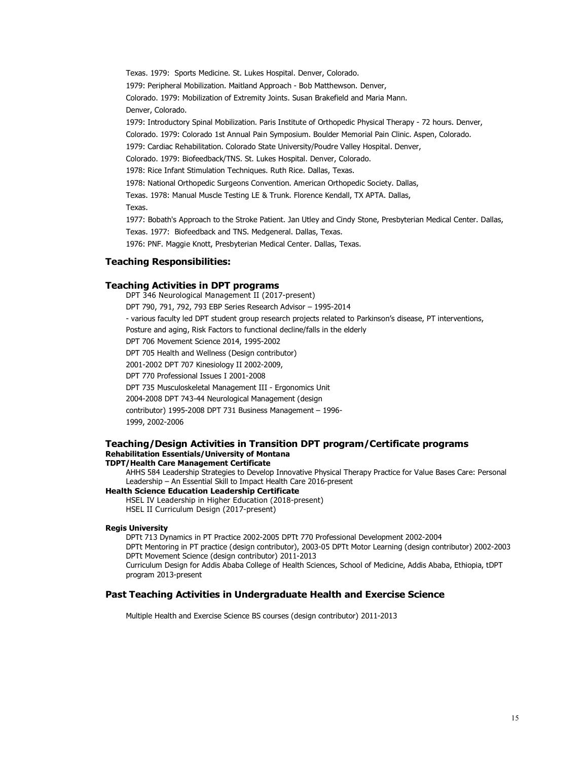Texas. 1979: Sports Medicine. St. Lukes Hospital. Denver, Colorado.

1979: Peripheral Mobilization. Maitland Approach - Bob Matthewson. Denver,

Colorado. 1979: Mobilization of Extremity Joints. Susan Brakefield and Maria Mann.

Denver, Colorado.

1979: Introductory Spinal Mobilization. Paris Institute of Orthopedic Physical Therapy - 72 hours. Denver,

Colorado. 1979: Colorado 1st Annual Pain Symposium. Boulder Memorial Pain Clinic. Aspen, Colorado.

1979: Cardiac Rehabilitation. Colorado State University/Poudre Valley Hospital. Denver,

Colorado. 1979: Biofeedback/TNS. St. Lukes Hospital. Denver, Colorado.

1978: Rice Infant Stimulation Techniques. Ruth Rice. Dallas, Texas.

1978: National Orthopedic Surgeons Convention. American Orthopedic Society. Dallas,

Texas. 1978: Manual Muscle Testing LE & Trunk. Florence Kendall, TX APTA. Dallas,

Texas.

1977: Bobath's Approach to the Stroke Patient. Jan Utley and Cindy Stone, Presbyterian Medical Center. Dallas,

Texas. 1977: Biofeedback and TNS. Medgeneral. Dallas, Texas.

1976: PNF. Maggie Knott, Presbyterian Medical Center. Dallas, Texas.

### Teaching Responsibilities:

### Teaching Activities in DPT programs

DPT 346 Neurological Management II (2017-present)

DPT 790, 791, 792, 793 EBP Series Research Advisor – 1995-2014

- various faculty led DPT student group research projects related to Parkinson's disease, PT interventions, Posture and aging, Risk Factors to functional decline/falls in the elderly

DPT 706 Movement Science 2014, 1995-2002

DPT 705 Health and Wellness (Design contributor)

2001-2002 DPT 707 Kinesiology II 2002-2009,

DPT 770 Professional Issues I 2001-2008

DPT 735 Musculoskeletal Management III - Ergonomics Unit

2004-2008 DPT 743-44 Neurological Management (design

contributor) 1995-2008 DPT 731 Business Management – 1996-

1999, 2002-2006

### Teaching/Design Activities in Transition DPT program/Certificate programs

**Rehabilitation Essentials/University of Montana**

**TDPT/Health Care Management Certificate**

AHHS 584 Leadership Strategies to Develop Innovative Physical Therapy Practice for Value Bases Care: Personal Leadership – An Essential Skill to Impact Health Care 2016-present

**Health Science Education Leadership Certificate**

HSEL IV Leadership in Higher Education (2018-present)

HSEL II Curriculum Design (2017-present)

**Regis University**

DPTt 713 Dynamics in PT Practice 2002-2005 DPTt 770 Professional Development 2002-2004

DPTt Mentoring in PT practice (design contributor), 2003-05 DPTt Motor Learning (design contributor) 2002-2003

DPTt Movement Science (design contributor) 2011-2013

Curriculum Design for Addis Ababa College of Health Sciences, School of Medicine, Addis Ababa, Ethiopia, tDPT program 2013-present

### Past Teaching Activities in Undergraduate Health and Exercise Science

Multiple Health and Exercise Science BS courses (design contributor) 2011-2013